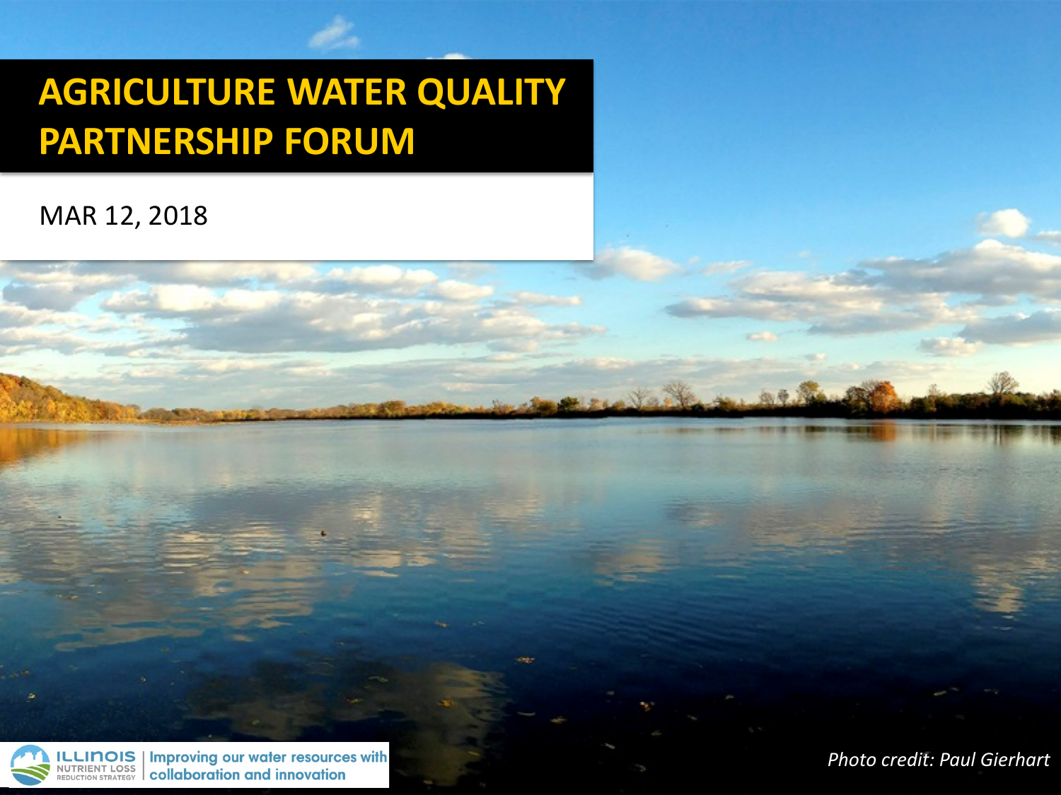# AGRICULTURE WATER QUALITY PARTNERSHIP FORUM

MAR 12, 2018

ILLINOIS NUTRIENT LOSS REDUCTION STRATEGY | Improving our water resources with collaboration and innovation

*Photo credit: Paul Gierhart*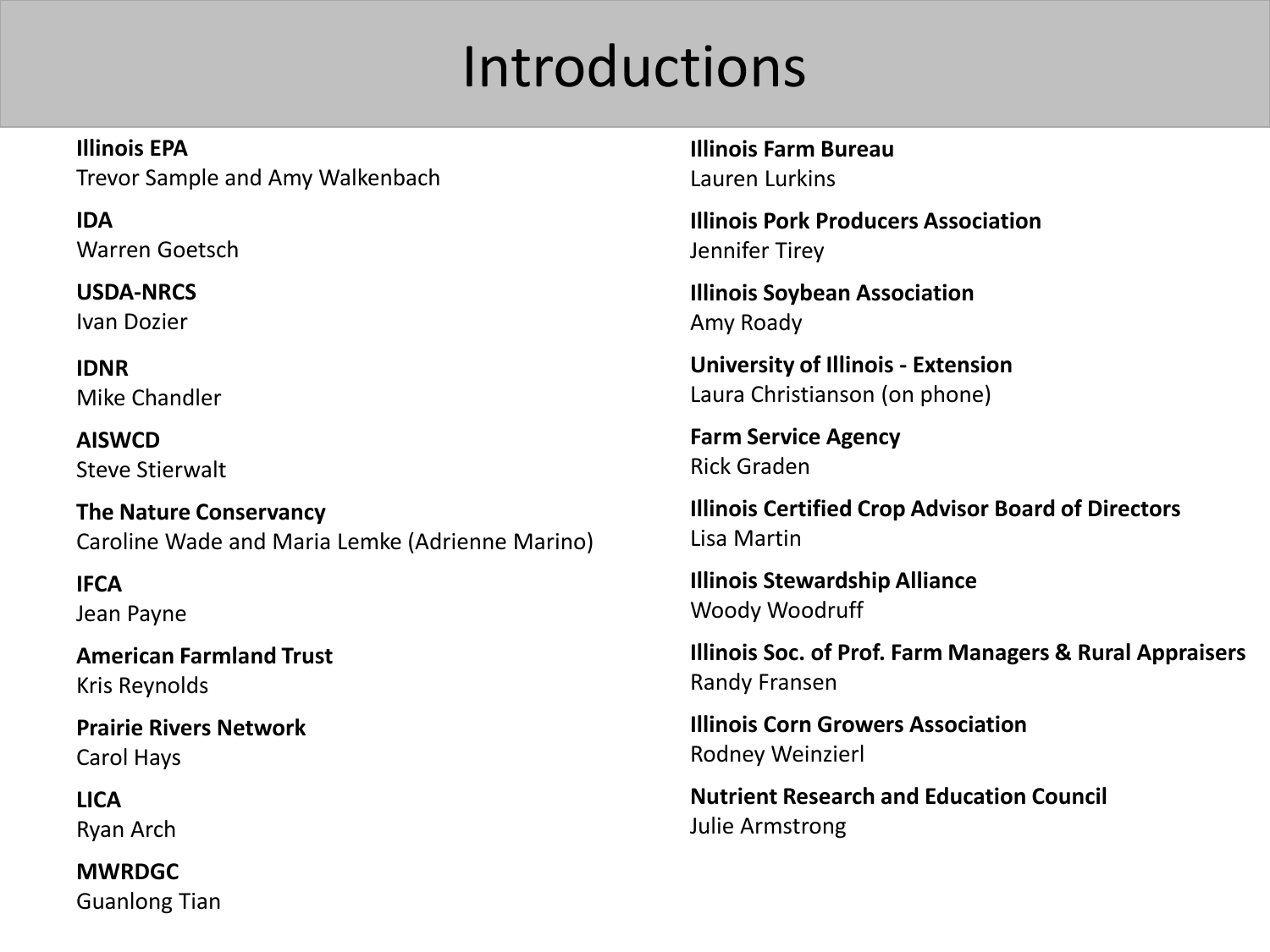# Introductions

**Illinois EPA**
Trevor Sample and Amy Walkenbach

**IDA**
Warren Goetsch

**USDA-NRCS**
Ivan Dozier

**IDNR**
Mike Chandler

**AISWCD**
Steve Stierwalt

**The Nature Conservancy**
Caroline Wade and Maria Lemke (Adrienne Marino)

**IFCA**
Jean Payne

**American Farmland Trust**
Kris Reynolds

**Prairie Rivers Network**
Carol Hays

**LICA**
Ryan Arch

**MWRDGC**
Guanlong Tian

**Illinois Farm Bureau**
Lauren Lurkins

**Illinois Pork Producers Association**
Jennifer Tirey

**Illinois Soybean Association**
Amy Roady

**University of Illinois - Extension**
Laura Christianson (on phone)

**Farm Service Agency**
Rick Graden

**Illinois Certified Crop Advisor Board of Directors**
Lisa Martin

**Illinois Stewardship Alliance**
Woody Woodruff

**Illinois Soc. of Prof. Farm Managers & Rural Appraisers**
Randy Fransen

**Illinois Corn Growers Association**
Rodney Weinzierl

**Nutrient Research and Education Council**
Julie Armstrong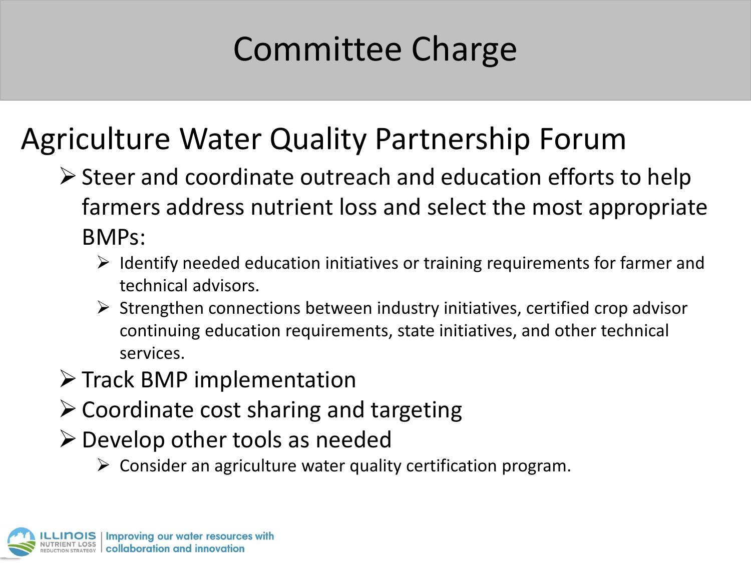# Committee Charge

## Agriculture Water Quality Partnership Forum

- Steer and coordinate outreach and education efforts to help farmers address nutrient loss and select the most appropriate BMPs:
  - Identify needed education initiatives or training requirements for farmer and technical advisors.
  - Strengthen connections between industry initiatives, certified crop advisor continuing education requirements, state initiatives, and other technical services.
- Track BMP implementation
- Coordinate cost sharing and targeting
- Develop other tools as needed
  - Consider an agriculture water quality certification program.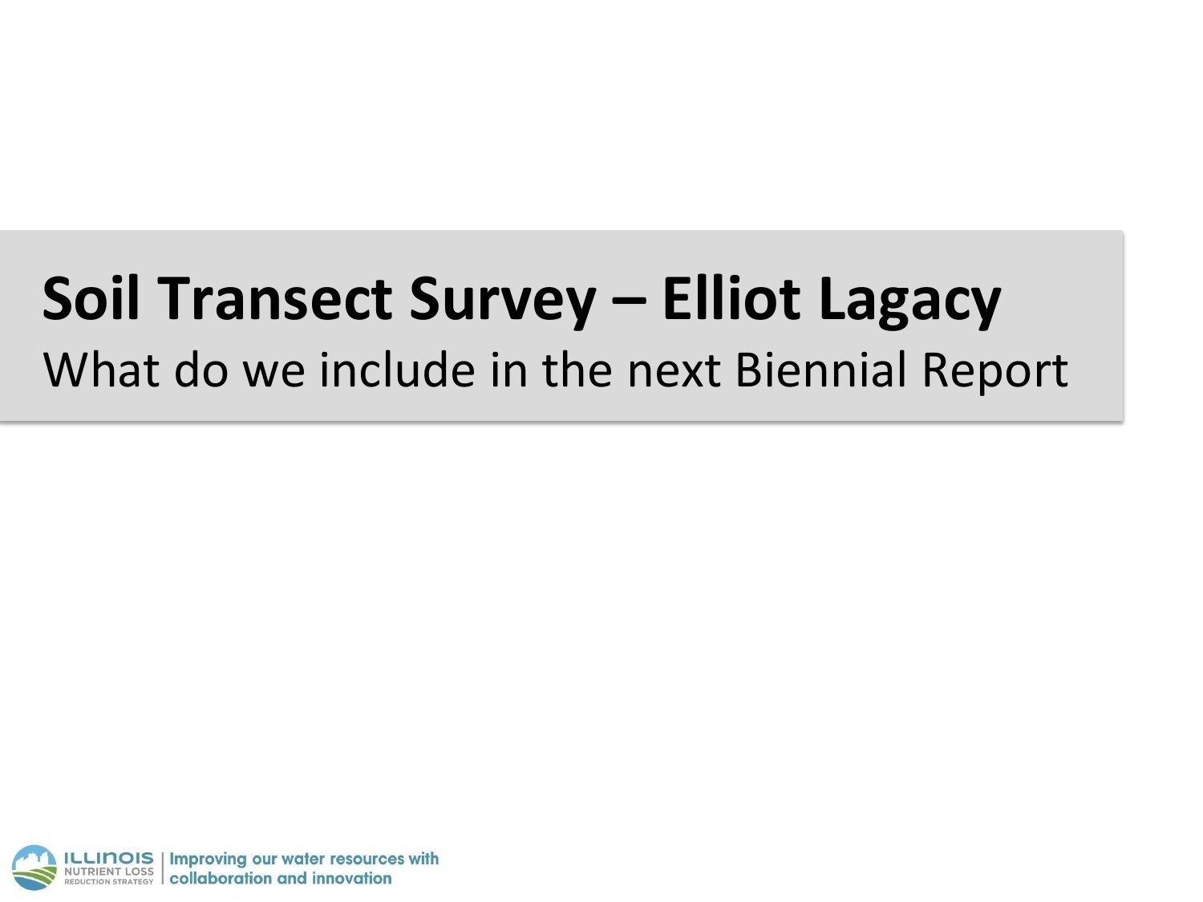# Soil Transect Survey – Elliot Lagacy

What do we include in the next Biennial Report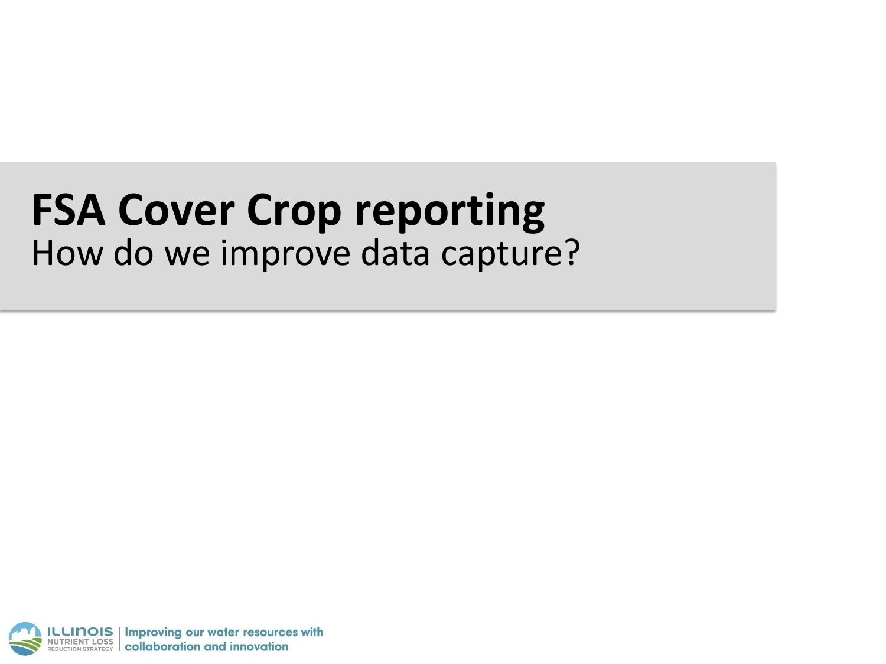# FSA Cover Crop reporting

How do we improve data capture?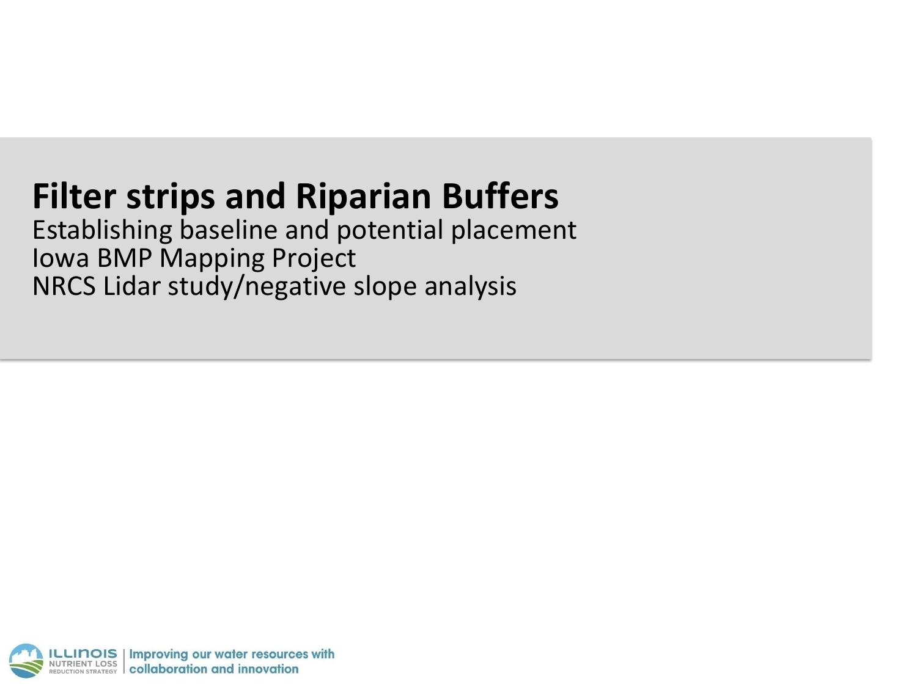# Filter strips and Riparian Buffers

Establishing baseline and potential placement
Iowa BMP Mapping Project
NRCS Lidar study/negative slope analysis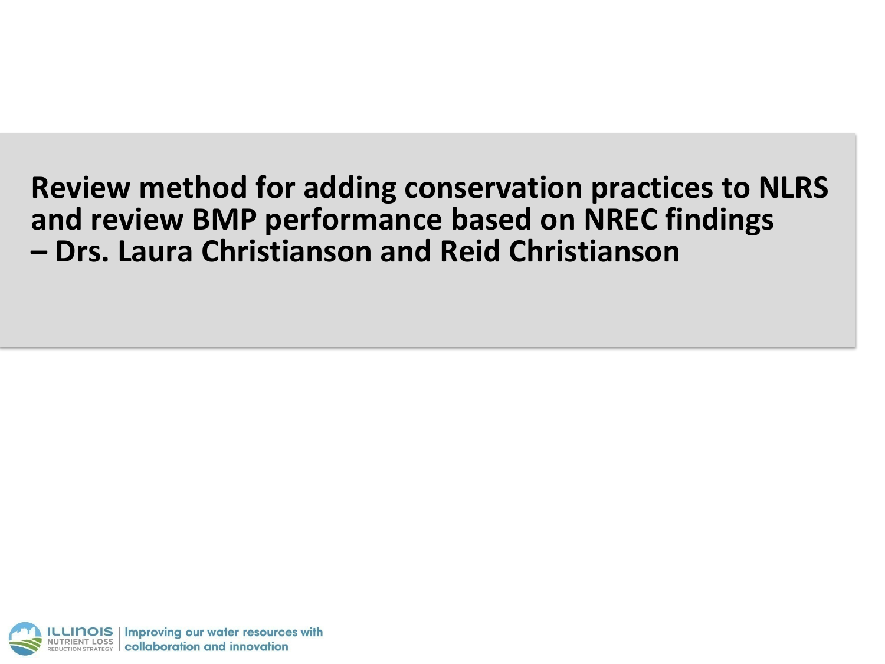# Review method for adding conservation practices to NLRS and review BMP performance based on NREC findings – Drs. Laura Christianson and Reid Christianson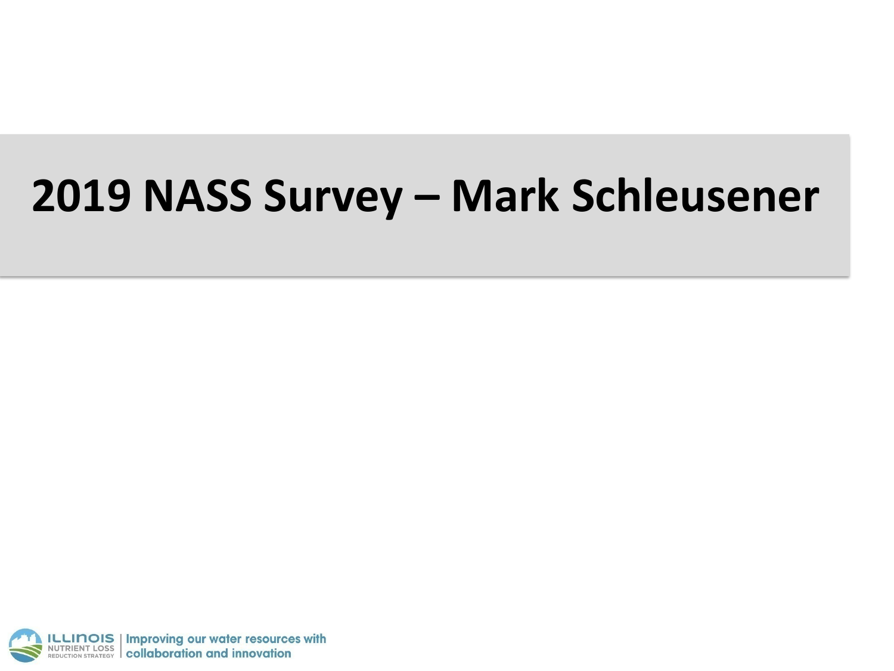# 2019 NASS Survey – Mark Schleusener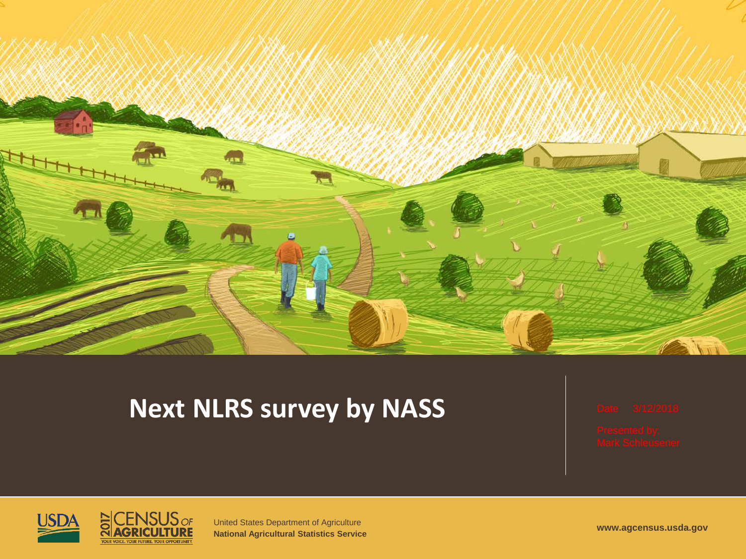# Next NLRS survey by NASS

Date 3/12/2018

Presented by:
Mark Schleusener

United States Department of Agriculture
**National Agricultural Statistics Service**

**www.agcensus.usda.gov**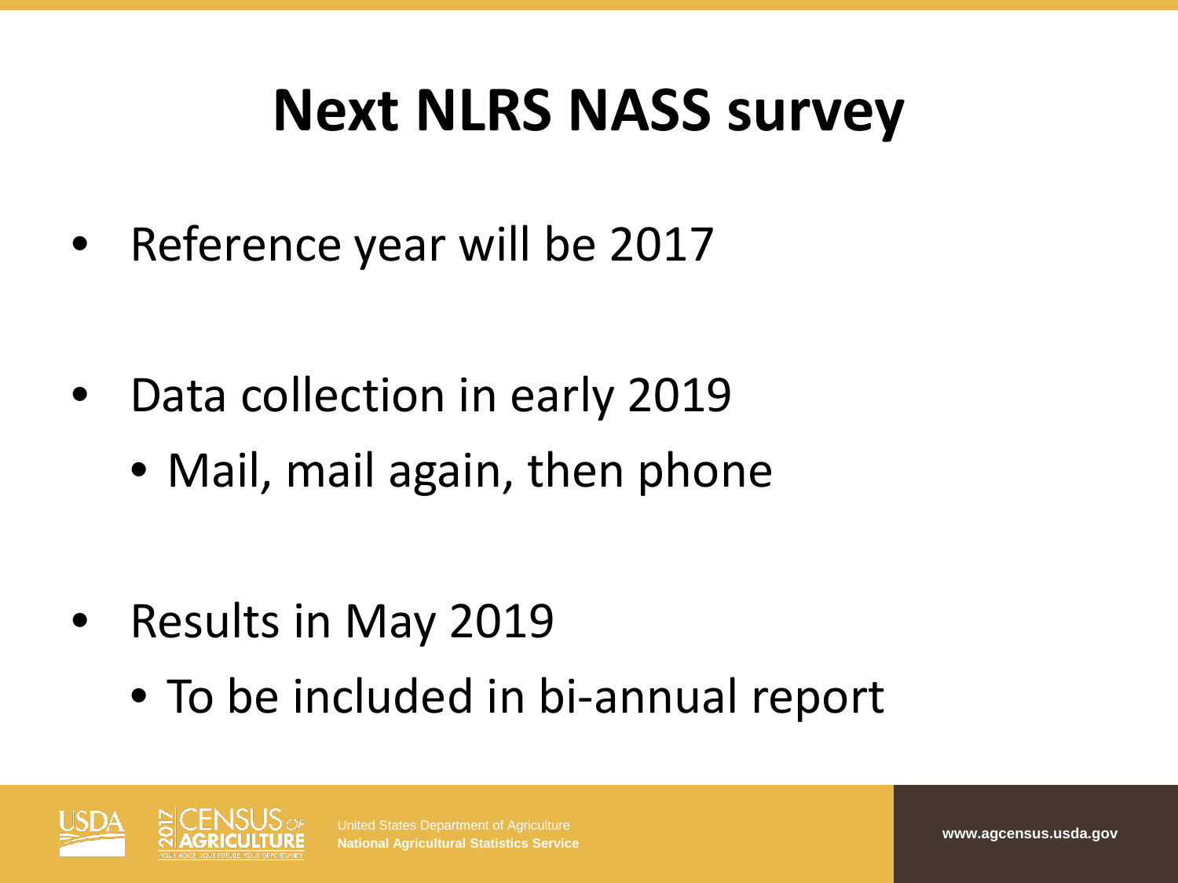# Next NLRS NASS survey

- Reference year will be 2017
- Data collection in early 2019
  - Mail, mail again, then phone
- Results in May 2019
  - To be included in bi-annual report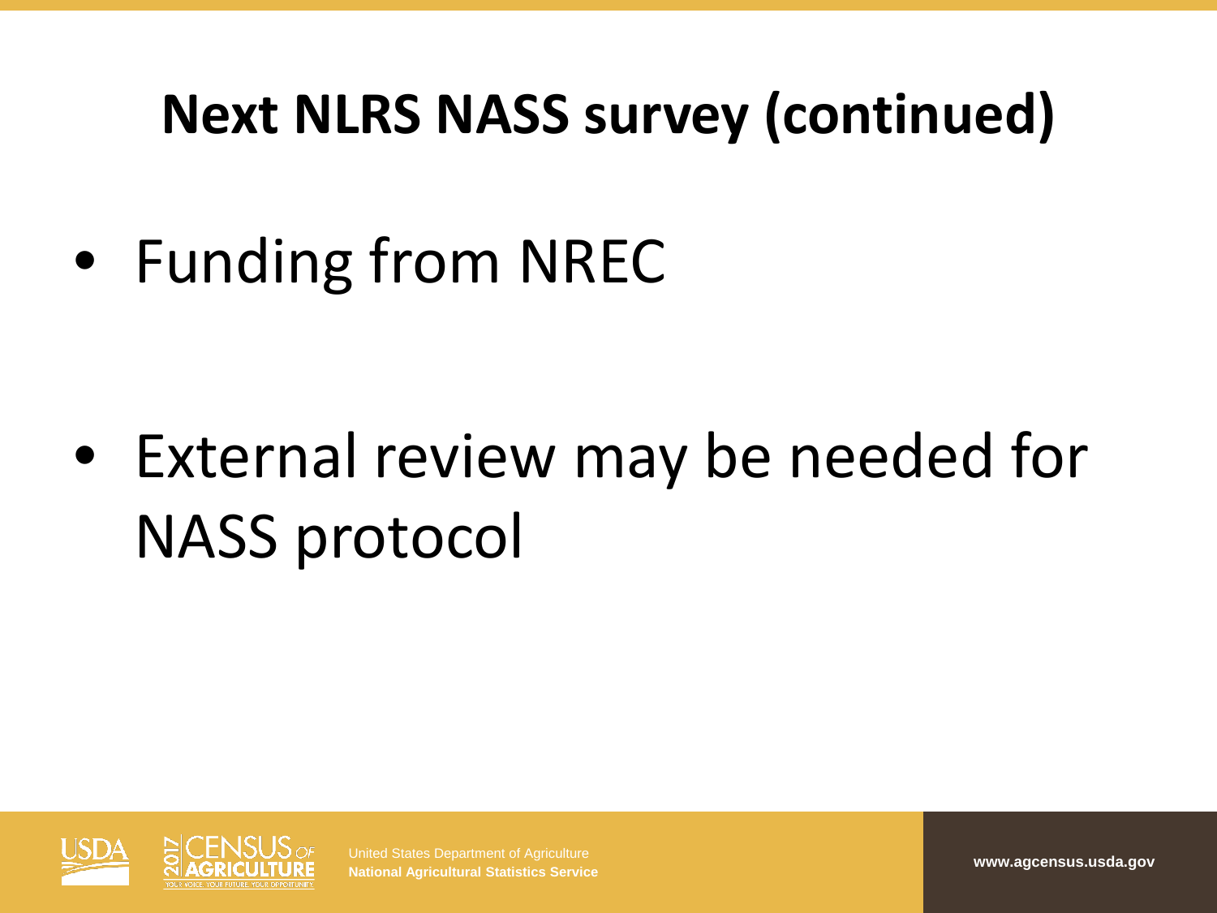# Next NLRS NASS survey (continued)

- Funding from NREC

- External review may be needed for NASS protocol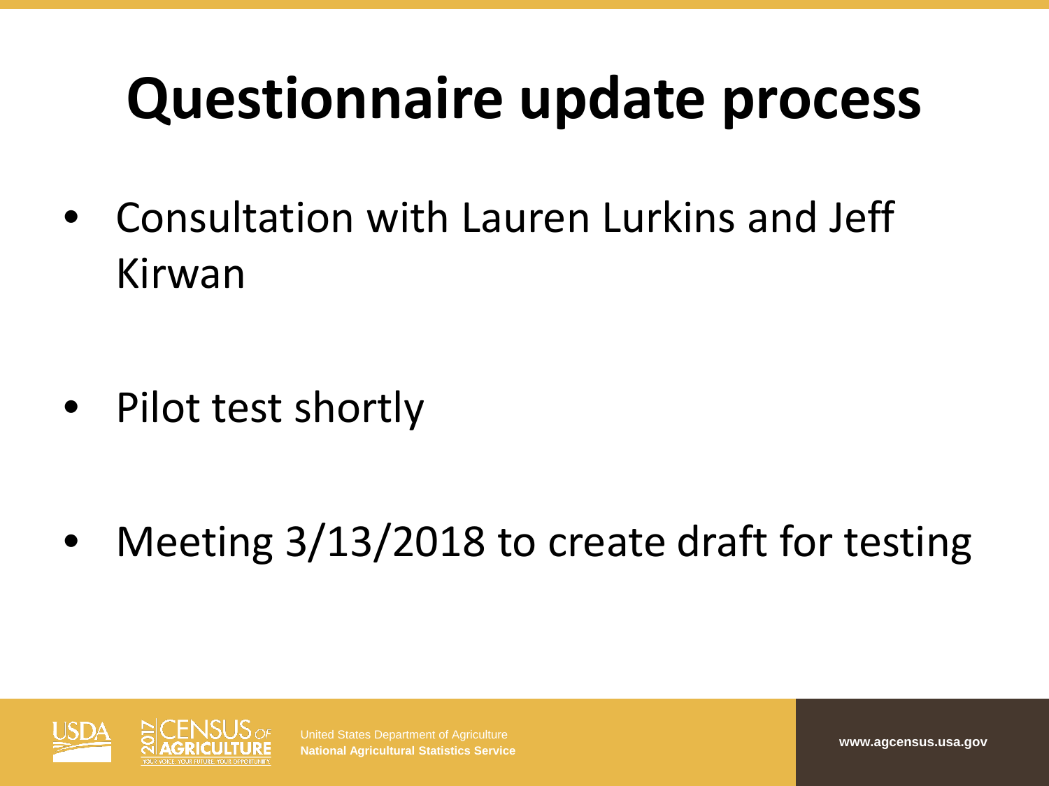# Questionnaire update process

- Consultation with Lauren Lurkins and Jeff Kirwan
- Pilot test shortly
- Meeting 3/13/2018 to create draft for testing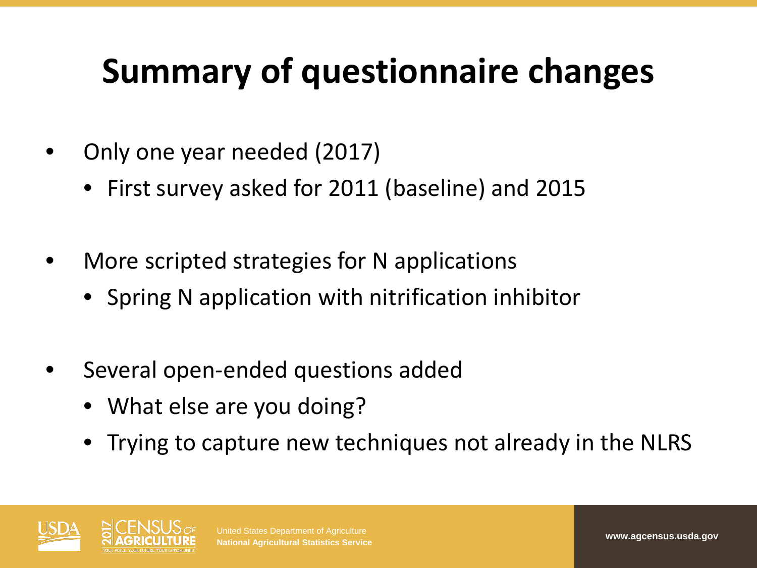# Summary of questionnaire changes

- Only one year needed (2017)
  - First survey asked for 2011 (baseline) and 2015
- More scripted strategies for N applications
  - Spring N application with nitrification inhibitor
- Several open-ended questions added
  - What else are you doing?
  - Trying to capture new techniques not already in the NLRS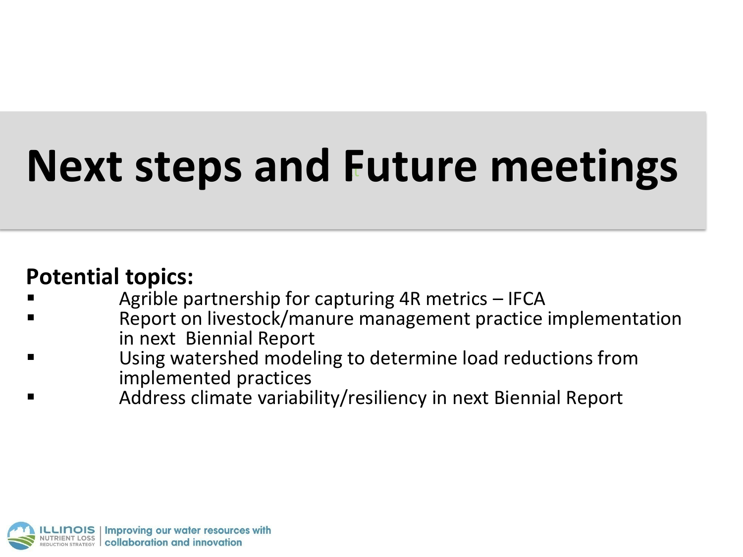# Next steps and Future meetings

**Potential topics:**

- Agrible partnership for capturing 4R metrics – IFCA
- Report on livestock/manure management practice implementation in next Biennial Report
- Using watershed modeling to determine load reductions from implemented practices
- Address climate variability/resiliency in next Biennial Report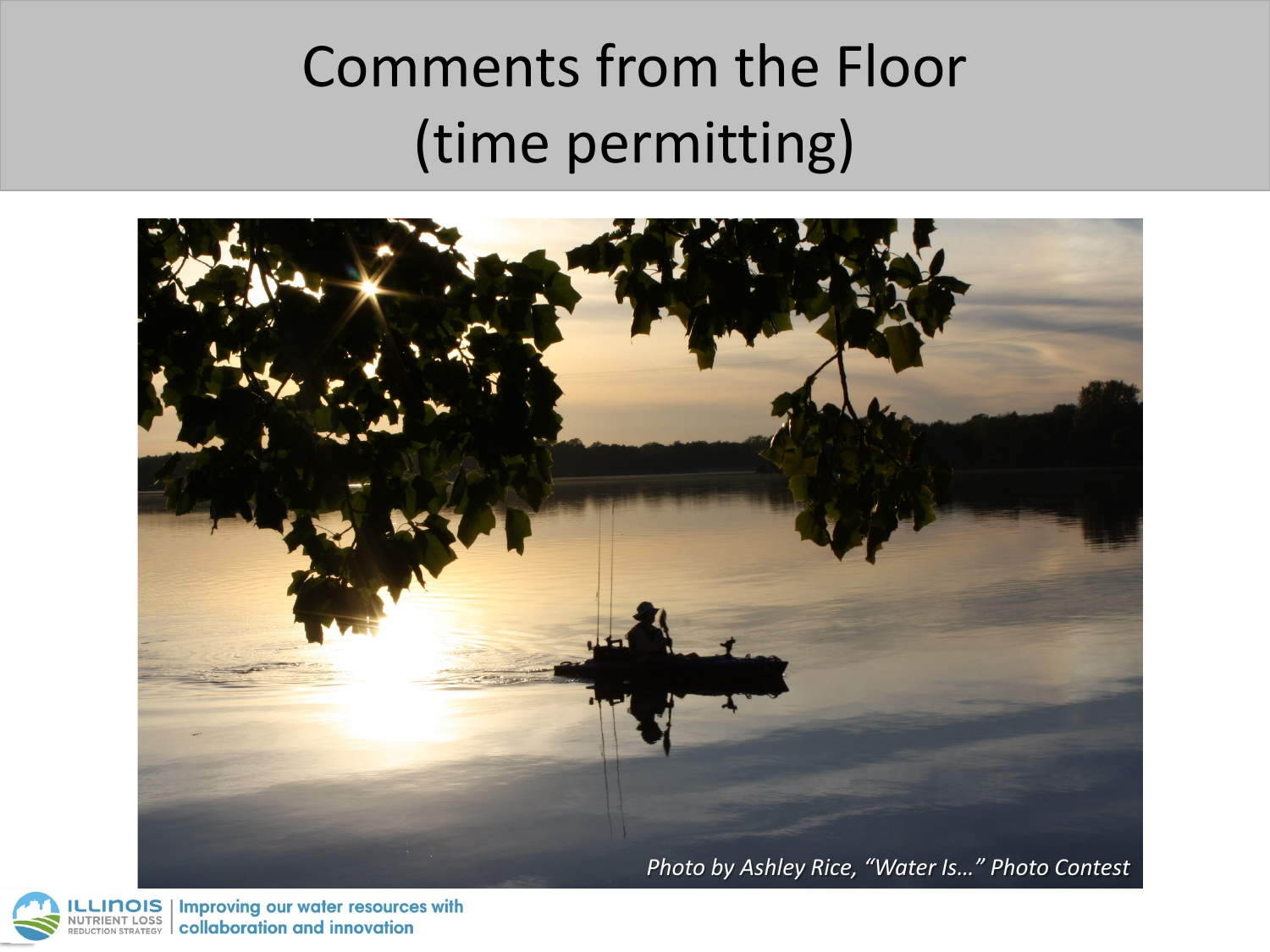# Comments from the Floor (time permitting)

*Photo by Ashley Rice, "Water Is…" Photo Contest*

ILLINOIS NUTRIENT LOSS REDUCTION STRATEGY | Improving our water resources with collaboration and innovation